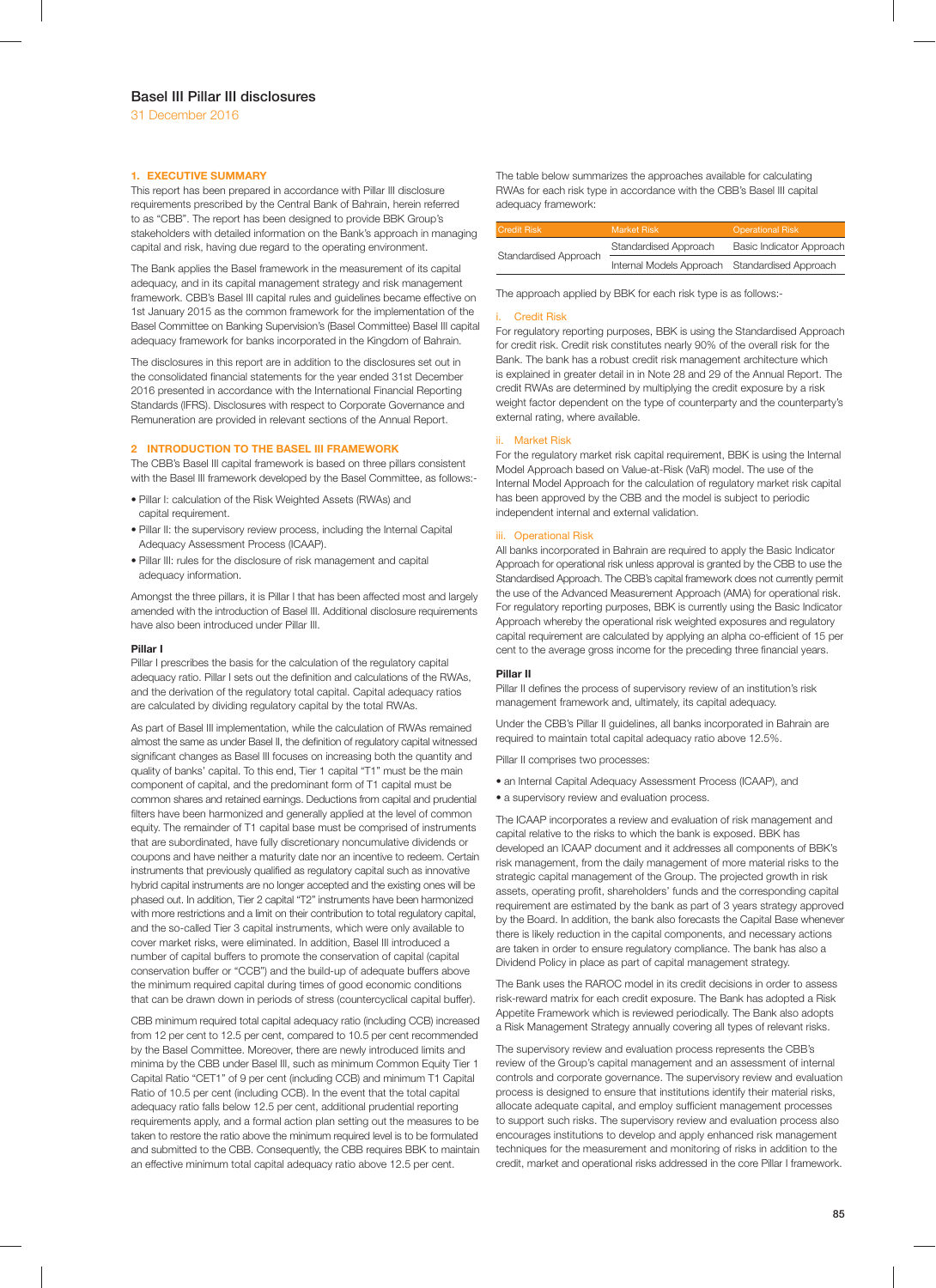# Basel III Pillar III disclosures

31 December 2016

## 1. EXECUTIVE SUMMARY

This report has been prepared in accordance with Pillar III disclosure requirements prescribed by the Central Bank of Bahrain, herein referred to as "CBB". The report has been designed to provide BBK Group's stakeholders with detailed information on the Bank's approach in managing capital and risk, having due regard to the operating environment.

The Bank applies the Basel framework in the measurement of its capital adequacy, and in its capital management strategy and risk management framework. CBB's Basel III capital rules and guidelines became effective on 1st January 2015 as the common framework for the implementation of the Basel Committee on Banking Supervision's (Basel Committee) Basel III capital adequacy framework for banks incorporated in the Kingdom of Bahrain.

The disclosures in this report are in addition to the disclosures set out in the consolidated financial statements for the year ended 31st December 2016 presented in accordance with the International Financial Reporting Standards (IFRS). Disclosures with respect to Corporate Governance and Remuneration are provided in relevant sections of the Annual Report.

## 2 INTRODUCTION TO THE BASEL III FRAMEWORK

The CBB's Basel III capital framework is based on three pillars consistent with the Basel III framework developed by the Basel Committee, as follows:-

- Pillar I: calculation of the Risk Weighted Assets (RWAs) and capital requirement.
- Pillar II: the supervisory review process, including the Internal Capital Adequacy Assessment Process (ICAAP).
- Pillar III: rules for the disclosure of risk management and capital adequacy information.

Amongst the three pillars, it is Pillar I that has been affected most and largely amended with the introduction of Basel III. Additional disclosure requirements have also been introduced under Pillar III.

### Pillar I

Pillar I prescribes the basis for the calculation of the regulatory capital adequacy ratio. Pillar I sets out the definition and calculations of the RWAs, and the derivation of the regulatory total capital. Capital adequacy ratios are calculated by dividing regulatory capital by the total RWAs.

As part of Basel III implementation, while the calculation of RWAs remained almost the same as under Basel II, the definition of regulatory capital witnessed significant changes as Basel III focuses on increasing both the quantity and quality of banks' capital. To this end, Tier 1 capital "T1" must be the main component of capital, and the predominant form of T1 capital must be common shares and retained earnings. Deductions from capital and prudential filters have been harmonized and generally applied at the level of common equity. The remainder of T1 capital base must be comprised of instruments that are subordinated, have fully discretionary noncumulative dividends or coupons and have neither a maturity date nor an incentive to redeem. Certain instruments that previously qualified as regulatory capital such as innovative hybrid capital instruments are no longer accepted and the existing ones will be phased out. In addition, Tier 2 capital "T2" instruments have been harmonized with more restrictions and a limit on their contribution to total regulatory capital, and the so-called Tier 3 capital instruments, which were only available to cover market risks, were eliminated. In addition, Basel III introduced a number of capital buffers to promote the conservation of capital (capital conservation buffer or "CCB") and the build-up of adequate buffers above the minimum required capital during times of good economic conditions that can be drawn down in periods of stress (countercyclical capital buffer).

CBB minimum required total capital adequacy ratio (including CCB) increased from 12 per cent to 12.5 per cent, compared to 10.5 per cent recommended by the Basel Committee. Moreover, there are newly introduced limits and minima by the CBB under Basel III, such as minimum Common Equity Tier 1 Capital Ratio "CET1" of 9 per cent (including CCB) and minimum T1 Capital Ratio of 10.5 per cent (including CCB). In the event that the total capital adequacy ratio falls below 12.5 per cent, additional prudential reporting requirements apply, and a formal action plan setting out the measures to be taken to restore the ratio above the minimum required level is to be formulated and submitted to the CBB. Consequently, the CBB requires BBK to maintain an effective minimum total capital adequacy ratio above 12.5 per cent.

The table below summarizes the approaches available for calculating RWAs for each risk type in accordance with the CBB's Basel III capital adequacy framework:

| Credit Risk | Market Risk | Operational Risk |
|---|---|---|
| Standardised Approach | Standardised Approach | Basic Indicator Approach |
| | Internal Models Approach | Standardised Approach |

The approach applied by BBK for each risk type is as follows:-

#### i. Credit Risk

For regulatory reporting purposes, BBK is using the Standardised Approach for credit risk. Credit risk constitutes nearly 90% of the overall risk for the Bank. The bank has a robust credit risk management architecture which is explained in greater detail in in Note 28 and 29 of the Annual Report. The credit RWAs are determined by multiplying the credit exposure by a risk weight factor dependent on the type of counterparty and the counterparty's external rating, where available.

#### ii. Market Risk

For the regulatory market risk capital requirement, BBK is using the Internal Model Approach based on Value-at-Risk (VaR) model. The use of the Internal Model Approach for the calculation of regulatory market risk capital has been approved by the CBB and the model is subject to periodic independent internal and external validation.

#### iii. Operational Risk

All banks incorporated in Bahrain are required to apply the Basic Indicator Approach for operational risk unless approval is granted by the CBB to use the Standardised Approach. The CBB's capital framework does not currently permit the use of the Advanced Measurement Approach (AMA) for operational risk. For regulatory reporting purposes, BBK is currently using the Basic Indicator Approach whereby the operational risk weighted exposures and regulatory capital requirement are calculated by applying an alpha co-efficient of 15 per cent to the average gross income for the preceding three financial years.

### Pillar II

Pillar II defines the process of supervisory review of an institution's risk management framework and, ultimately, its capital adequacy.

Under the CBB's Pillar II guidelines, all banks incorporated in Bahrain are required to maintain total capital adequacy ratio above 12.5%.

Pillar II comprises two processes:

- an Internal Capital Adequacy Assessment Process (ICAAP), and
- a supervisory review and evaluation process.

The ICAAP incorporates a review and evaluation of risk management and capital relative to the risks to which the bank is exposed. BBK has developed an ICAAP document and it addresses all components of BBK's risk management, from the daily management of more material risks to the strategic capital management of the Group. The projected growth in risk assets, operating profit, shareholders' funds and the corresponding capital requirement are estimated by the bank as part of 3 years strategy approved by the Board. In addition, the bank also forecasts the Capital Base whenever there is likely reduction in the capital components, and necessary actions are taken in order to ensure regulatory compliance. The bank has also a Dividend Policy in place as part of capital management strategy.

The Bank uses the RAROC model in its credit decisions in order to assess risk-reward matrix for each credit exposure. The Bank has adopted a Risk Appetite Framework which is reviewed periodically. The Bank also adopts a Risk Management Strategy annually covering all types of relevant risks.

The supervisory review and evaluation process represents the CBB's review of the Group's capital management and an assessment of internal controls and corporate governance. The supervisory review and evaluation process is designed to ensure that institutions identify their material risks, allocate adequate capital, and employ sufficient management processes to support such risks. The supervisory review and evaluation process also encourages institutions to develop and apply enhanced risk management techniques for the measurement and monitoring of risks in addition to the credit, market and operational risks addressed in the core Pillar I framework.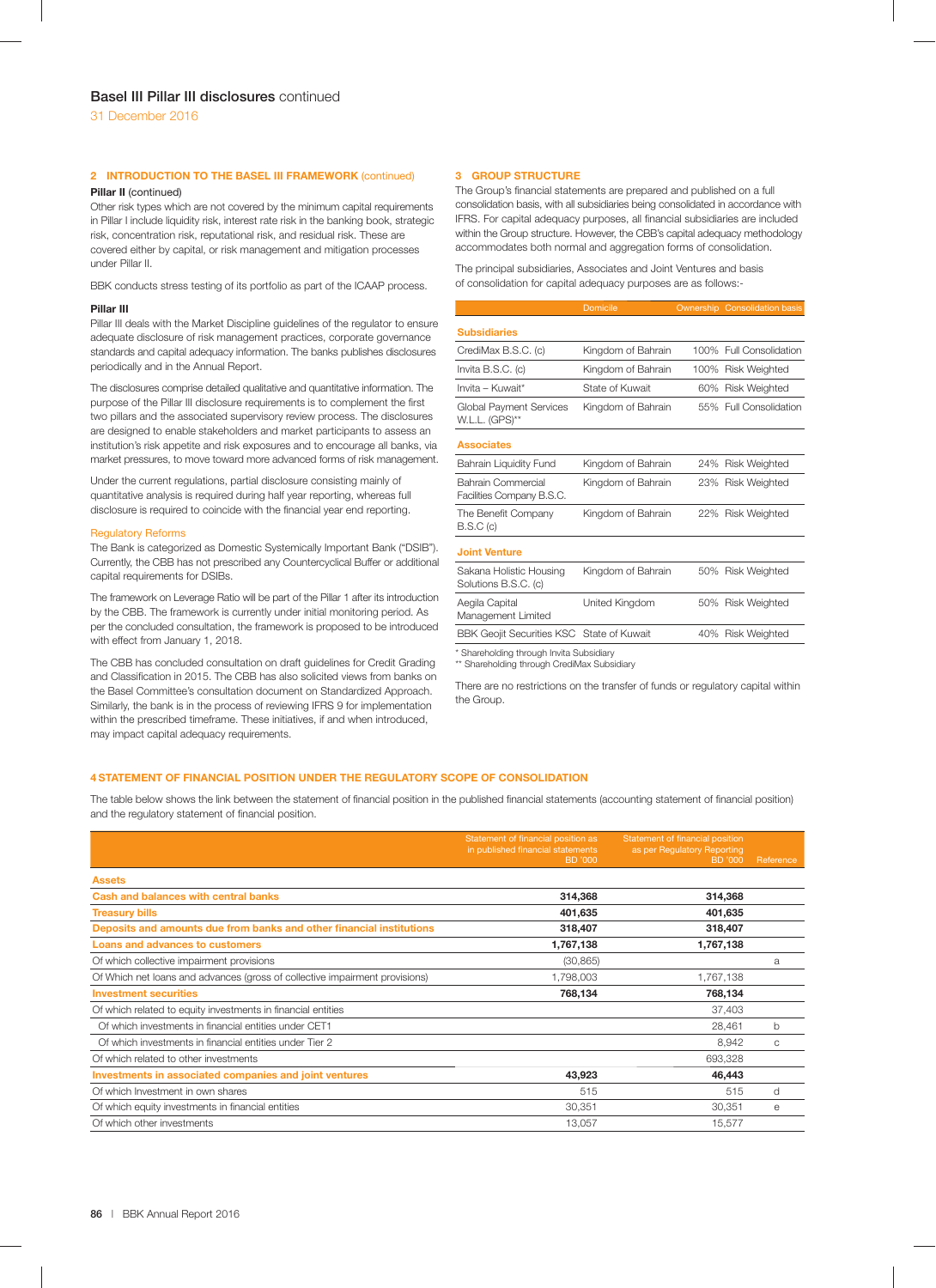## 2 INTRODUCTION TO THE BASEL III FRAMEWORK (continued)

**Pillar II** (continued)

Other risk types which are not covered by the minimum capital requirements in Pillar I include liquidity risk, interest rate risk in the banking book, strategic risk, concentration risk, reputational risk, and residual risk. These are covered either by capital, or risk management and mitigation processes under Pillar II.

BBK conducts stress testing of its portfolio as part of the ICAAP process.

**Pillar III**

Pillar III deals with the Market Discipline guidelines of the regulator to ensure adequate disclosure of risk management practices, corporate governance standards and capital adequacy information. The banks publishes disclosures periodically and in the Annual Report.

The disclosures comprise detailed qualitative and quantitative information. The purpose of the Pillar III disclosure requirements is to complement the first two pillars and the associated supervisory review process. The disclosures are designed to enable stakeholders and market participants to assess an institution's risk appetite and risk exposures and to encourage all banks, via market pressures, to move toward more advanced forms of risk management.

Under the current regulations, partial disclosure consisting mainly of quantitative analysis is required during half year reporting, whereas full disclosure is required to coincide with the financial year end reporting.

### Regulatory Reforms

The Bank is categorized as Domestic Systemically Important Bank ("DSIB"). Currently, the CBB has not prescribed any Countercyclical Buffer or additional capital requirements for DSIBs.

The framework on Leverage Ratio will be part of the Pillar 1 after its introduction by the CBB. The framework is currently under initial monitoring period. As per the concluded consultation, the framework is proposed to be introduced with effect from January 1, 2018.

The CBB has concluded consultation on draft guidelines for Credit Grading and Classification in 2015. The CBB has also solicited views from banks on the Basel Committee's consultation document on Standardized Approach. Similarly, the bank is in the process of reviewing IFRS 9 for implementation within the prescribed timeframe. These initiatives, if and when introduced, may impact capital adequacy requirements.

## 3 GROUP STRUCTURE

The Group's financial statements are prepared and published on a full consolidation basis, with all subsidiaries being consolidated in accordance with IFRS. For capital adequacy purposes, all financial subsidiaries are included within the Group structure. However, the CBB's capital adequacy methodology accommodates both normal and aggregation forms of consolidation.

The principal subsidiaries, Associates and Joint Ventures and basis of consolidation for capital adequacy purposes are as follows:-

| | Domicile | Ownership | Consolidation basis |
|---|---|---|---|
| **Subsidiaries** | | | |
| CrediMax B.S.C. (c) | Kingdom of Bahrain | 100% | Full Consolidation |
| Invita B.S.C. (c) | Kingdom of Bahrain | 100% | Risk Weighted |
| Invita – Kuwait* | State of Kuwait | 60% | Risk Weighted |
| Global Payment Services W.L.L. (GPS)** | Kingdom of Bahrain | 55% | Full Consolidation |
| **Associates** | | | |
| Bahrain Liquidity Fund | Kingdom of Bahrain | 24% | Risk Weighted |
| Bahrain Commercial Facilities Company B.S.C. | Kingdom of Bahrain | 23% | Risk Weighted |
| The Benefit Company B.S.C (c) | Kingdom of Bahrain | 22% | Risk Weighted |
| **Joint Venture** | | | |
| Sakana Holistic Housing Solutions B.S.C. (c) | Kingdom of Bahrain | 50% | Risk Weighted |
| Aegila Capital Management Limited | United Kingdom | 50% | Risk Weighted |
| BBK Geojit Securities KSC | State of Kuwait | 40% | Risk Weighted |

\* Shareholding through Invita Subsidiary
\** Shareholding through CrediMax Subsidiary

There are no restrictions on the transfer of funds or regulatory capital within the Group.

## 4 STATEMENT OF FINANCIAL POSITION UNDER THE REGULATORY SCOPE OF CONSOLIDATION

The table below shows the link between the statement of financial position in the published financial statements (accounting statement of financial position) and the regulatory statement of financial position.

| | Statement of financial position as in published financial statements BD '000 | Statement of financial position as per Regulatory Reporting BD '000 | Reference |
|---|---|---|---|
| **Assets** | | | |
| **Cash and balances with central banks** | **314,368** | **314,368** | |
| **Treasury bills** | **401,635** | **401,635** | |
| **Deposits and amounts due from banks and other financial institutions** | **318,407** | **318,407** | |
| **Loans and advances to customers** | **1,767,138** | **1,767,138** | |
| Of which collective impairment provisions | (30,865) | | a |
| Of Which net loans and advances (gross of collective impairment provisions) | 1,798,003 | 1,767,138 | |
| **Investment securities** | **768,134** | **768,134** | |
| Of which related to equity investments in financial entities | | 37,403 | |
| Of which investments in financial entities under CET1 | | 28,461 | b |
| Of which investments in financial entities under Tier 2 | | 8,942 | c |
| Of which related to other investments | | 693,328 | |
| **Investments in associated companies and joint ventures** | **43,923** | **46,443** | |
| Of which Investment in own shares | 515 | 515 | d |
| Of which equity investments in financial entities | 30,351 | 30,351 | e |
| Of which other investments | 13,057 | 15,577 | |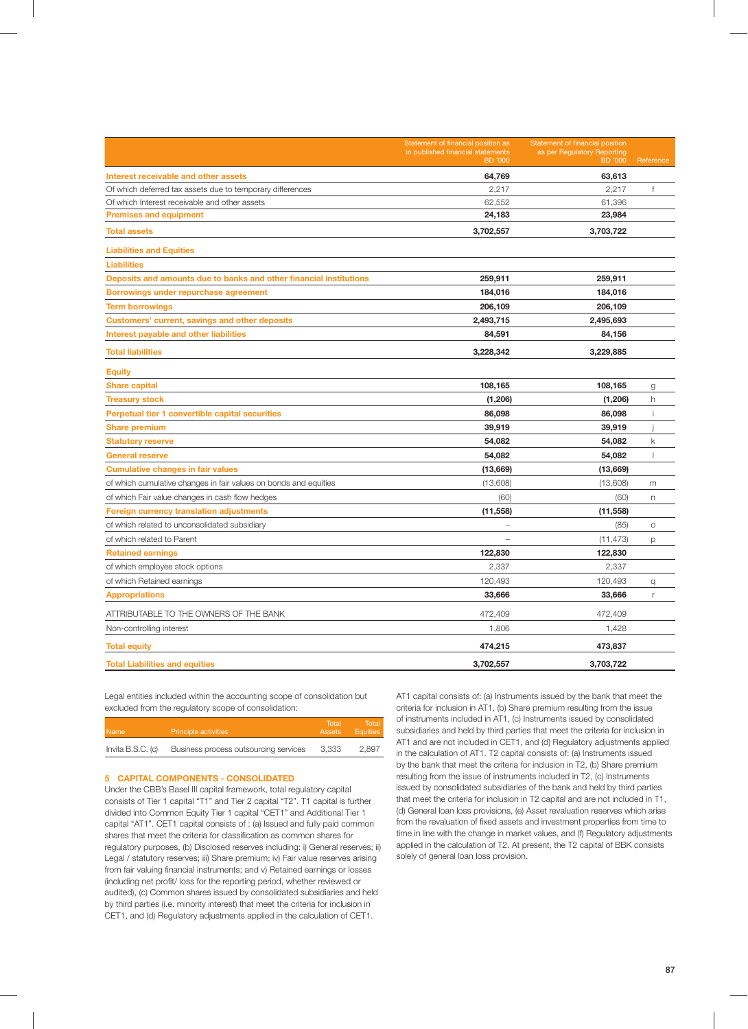| | Statement of financial position as in published financial statements BD '000 | Statement of financial position as per Regulatory Reporting BD '000 | Reference |
|---|---|---|---|
| **Interest receivable and other assets** | **64,769** | **63,613** | |
| Of which deferred tax assets due to temporary differences | 2,217 | 2,217 | f |
| Of which Interest receivable and other assets | 62,552 | 61,396 | |
| **Premises and equipment** | **24,183** | **23,984** | |
| **Total assets** | **3,702,557** | **3,703,722** | |
| **Liabilities and Equities** | | | |
| **Liabilities** | | | |
| **Deposits and amounts due to banks and other financial institutions** | **259,911** | **259,911** | |
| **Borrowings under repurchase agreement** | **184,016** | **184,016** | |
| **Term borrowings** | **206,109** | **206,109** | |
| **Customers' current, savings and other deposits** | **2,493,715** | **2,495,693** | |
| **Interest payable and other liabilities** | **84,591** | **84,156** | |
| **Total liabilities** | **3,228,342** | **3,229,885** | |
| **Equity** | | | |
| **Share capital** | **108,165** | **108,165** | g |
| **Treasury stock** | **(1,206)** | **(1,206)** | h |
| **Perpetual tier 1 convertible capital securities** | **86,098** | **86,098** | i |
| **Share premium** | **39,919** | **39,919** | j |
| **Statutory reserve** | **54,082** | **54,082** | k |
| **General reserve** | **54,082** | **54,082** | l |
| **Cumulative changes in fair values** | **(13,669)** | **(13,669)** | |
| of which cumulative changes in fair values on bonds and equities | (13,608) | (13,608) | m |
| of which Fair value changes in cash flow hedges | (60) | (60) | n |
| **Foreign currency translation adjustments** | **(11,558)** | **(11,558)** | |
| of which related to unconsolidated subsidiary | – | (85) | o |
| of which related to Parent | – | (11,473) | p |
| **Retained earnings** | **122,830** | **122,830** | |
| of which employee stock options | 2,337 | 2,337 | |
| of which Retained earnings | 120,493 | 120,493 | q |
| **Appropriations** | **33,666** | **33,666** | r |
| ATTRIBUTABLE TO THE OWNERS OF THE BANK | 472,409 | 472,409 | |
| Non-controlling interest | 1,806 | 1,428 | |
| **Total equity** | **474,215** | **473,837** | |
| **Total Liabilities and equities** | **3,702,557** | **3,703,722** | |

Legal entities included within the accounting scope of consolidation but excluded from the regulatory scope of consolidation:

| Name | Principle activities | Total Assets | Total Equities |
|---|---|---|---|
| Invita B.S.C. (c) | Business process outsourcing services | 3,333 | 2,897 |

## 5 CAPITAL COMPONENTS - CONSOLIDATED

Under the CBB's Basel III capital framework, total regulatory capital consists of Tier 1 capital "T1" and Tier 2 capital "T2". T1 capital is further divided into Common Equity Tier 1 capital "CET1" and Additional Tier 1 capital "AT1". CET1 capital consists of : (a) Issued and fully paid common shares that meet the criteria for classification as common shares for regulatory purposes, (b) Disclosed reserves including: i) General reserves; ii) Legal / statutory reserves; iii) Share premium; iv) Fair value reserves arising from fair valuing financial instruments; and v) Retained earnings or losses (including net profit/ loss for the reporting period, whether reviewed or audited), (c) Common shares issued by consolidated subsidiaries and held by third parties (i.e. minority interest) that meet the criteria for inclusion in CET1, and (d) Regulatory adjustments applied in the calculation of CET1.

AT1 capital consists of: (a) Instruments issued by the bank that meet the criteria for inclusion in AT1, (b) Share premium resulting from the issue of instruments included in AT1, (c) Instruments issued by consolidated subsidiaries and held by third parties that meet the criteria for inclusion in AT1 and are not included in CET1, and (d) Regulatory adjustments applied in the calculation of AT1. T2 capital consists of: (a) Instruments issued by the bank that meet the criteria for inclusion in T2, (b) Share premium resulting from the issue of instruments included in T2, (c) Instruments issued by consolidated subsidiaries of the bank and held by third parties that meet the criteria for inclusion in T2 capital and are not included in T1, (d) General loan loss provisions, (e) Asset revaluation reserves which arise from the revaluation of fixed assets and investment properties from time to time in line with the change in market values, and (f) Regulatory adjustments applied in the calculation of T2. At present, the T2 capital of BBK consists solely of general loan loss provision.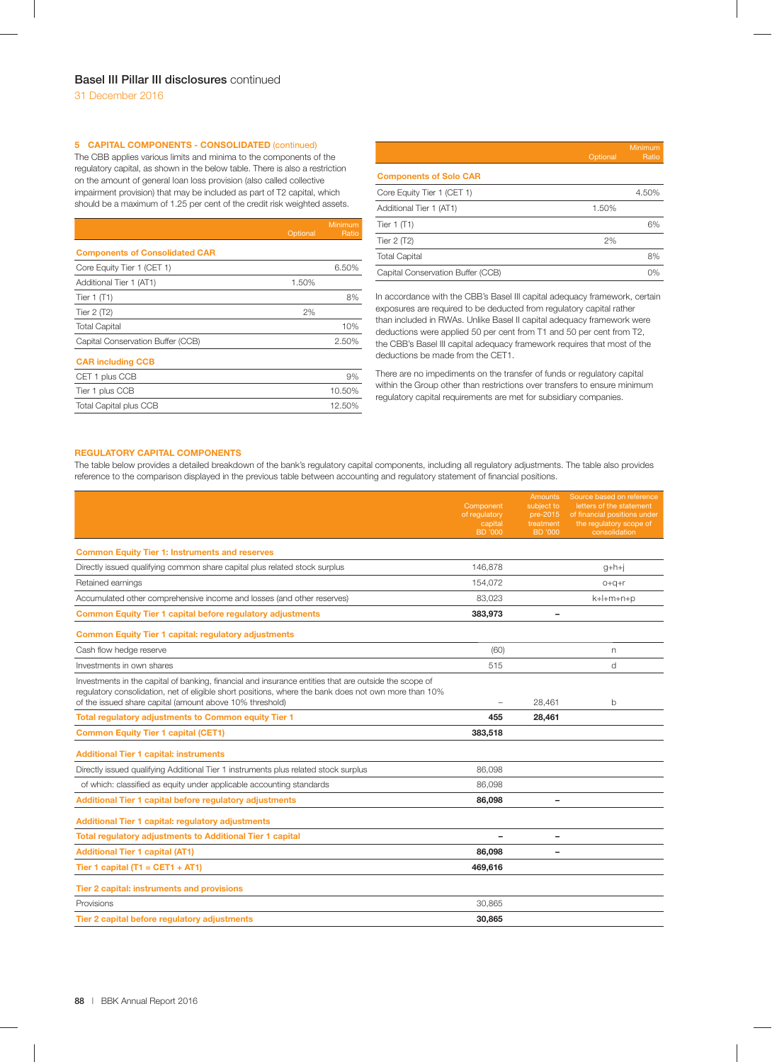## Basel III Pillar III disclosures continued

31 December 2016

### 5 CAPITAL COMPONENTS - CONSOLIDATED (continued)

The CBB applies various limits and minima to the components of the regulatory capital, as shown in the below table. There is also a restriction on the amount of general loan loss provision (also called collective impairment provision) that may be included as part of T2 capital, which should be a maximum of 1.25 per cent of the credit risk weighted assets.

| | Optional | Minimum Ratio |
|---|---|---|
| **Components of Consolidated CAR** | | |
| Core Equity Tier 1 (CET 1) | | 6.50% |
| Additional Tier 1 (AT1) | 1.50% | |
| Tier 1 (T1) | | 8% |
| Tier 2 (T2) | 2% | |
| Total Capital | | 10% |
| Capital Conservation Buffer (CCB) | | 2.50% |
| **CAR including CCB** | | |
| CET 1 plus CCB | | 9% |
| Tier 1 plus CCB | | 10.50% |
| Total Capital plus CCB | | 12.50% |

| | Optional | Minimum Ratio |
|---|---|---|
| **Components of Solo CAR** | | |
| Core Equity Tier 1 (CET 1) | | 4.50% |
| Additional Tier 1 (AT1) | 1.50% | |
| Tier 1 (T1) | | 6% |
| Tier 2 (T2) | 2% | |
| Total Capital | | 8% |
| Capital Conservation Buffer (CCB) | | 0% |

In accordance with the CBB's Basel III capital adequacy framework, certain exposures are required to be deducted from regulatory capital rather than included in RWAs. Unlike Basel II capital adequacy framework were deductions were applied 50 per cent from T1 and 50 per cent from T2, the CBB's Basel III capital adequacy framework requires that most of the deductions be made from the CET1.

There are no impediments on the transfer of funds or regulatory capital within the Group other than restrictions over transfers to ensure minimum regulatory capital requirements are met for subsidiary companies.

### REGULATORY CAPITAL COMPONENTS

The table below provides a detailed breakdown of the bank's regulatory capital components, including all regulatory adjustments. The table also provides reference to the comparison displayed in the previous table between accounting and regulatory statement of financial positions.

| | Component of regulatory capital BD '000 | Amounts subject to pre-2015 treatment BD '000 | Source based on reference letters of the statement of financial positions under the regulatory scope of consolidation |
|---|---|---|---|
| **Common Equity Tier 1: Instruments and reserves** | | | |
| Directly issued qualifying common share capital plus related stock surplus | 146,878 | | g+h+j |
| Retained earnings | 154,072 | | o+q+r |
| Accumulated other comprehensive income and losses (and other reserves) | 83,023 | | k+l+m+n+p |
| **Common Equity Tier 1 capital before regulatory adjustments** | **383,973** | – | |
| **Common Equity Tier 1 capital: regulatory adjustments** | | | |
| Cash flow hedge reserve | (60) | | n |
| Investments in own shares | 515 | | d |
| Investments in the capital of banking, financial and insurance entities that are outside the scope of regulatory consolidation, net of eligible short positions, where the bank does not own more than 10% of the issued share capital (amount above 10% threshold) | – | 28,461 | b |
| **Total regulatory adjustments to Common equity Tier 1** | **455** | **28,461** | |
| **Common Equity Tier 1 capital (CET1)** | **383,518** | | |
| **Additional Tier 1 capital: instruments** | | | |
| Directly issued qualifying Additional Tier 1 instruments plus related stock surplus | 86,098 | | |
| of which: classified as equity under applicable accounting standards | 86,098 | | |
| **Additional Tier 1 capital before regulatory adjustments** | **86,098** | – | |
| **Additional Tier 1 capital: regulatory adjustments** | | | |
| **Total regulatory adjustments to Additional Tier 1 capital** | – | – | |
| **Additional Tier 1 capital (AT1)** | **86,098** | – | |
| **Tier 1 capital (T1 = CET1 + AT1)** | **469,616** | | |
| **Tier 2 capital: instruments and provisions** | | | |
| Provisions | 30,865 | | |
| **Tier 2 capital before regulatory adjustments** | **30,865** | | |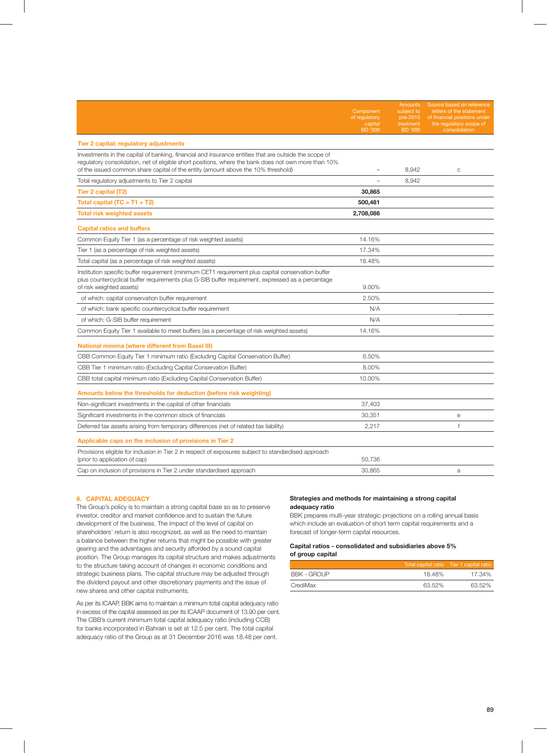| | Component of regulatory capital BD '000 | Amounts subject to pre-2015 treatment BD '000 | Source based on reference letters of the statement of financial positions under the regulatory scope of consolidation |
|---|---|---|---|
| **Tier 2 capital: regulatory adjustments** | | | |
| Investments in the capital of banking, financial and insurance entities that are outside the scope of regulatory consolidation, net of eligible short positions, where the bank does not own more than 10% of the issued common share capital of the entity (amount above the 10% threshold) | – | 8,942 | c |
| Total regulatory adjustments to Tier 2 capital | – | 8,942 | |
| **Tier 2 capital (T2)** | **30,865** | | |
| **Total capital (TC = T1 + T2)** | **500,481** | | |
| **Total risk weighted assets** | **2,708,086** | | |
| **Capital ratios and buffers** | | | |
| Common Equity Tier 1 (as a percentage of risk weighted assets) | 14.16% | | |
| Tier 1 (as a percentage of risk weighted assets) | 17.34% | | |
| Total capital (as a percentage of risk weighted assets) | 18.48% | | |
| Institution specific buffer requirement (minimum CET1 requirement plus capital conservation buffer plus countercyclical buffer requirements plus G-SIB buffer requirement, expressed as a percentage of risk weighted assets) | 9.00% | | |
| of which: capital conservation buffer requirement | 2.50% | | |
| of which: bank specific countercyclical buffer requirement | N/A | | |
| of which: G-SIB buffer requirement | N/A | | |
| Common Equity Tier 1 available to meet buffers (as a percentage of risk weighted assets) | 14.16% | | |
| **National minima (where different from Basel III)** | | | |
| CBB Common Equity Tier 1 minimum ratio (Excluding Capital Conservation Buffer) | 6.50% | | |
| CBB Tier 1 minimum ratio (Excluding Capital Conservation Buffer) | 8.00% | | |
| CBB total capital minimum ratio (Excluding Capital Conservation Buffer) | 10.00% | | |
| **Amounts below the thresholds for deduction (before risk weighting)** | | | |
| Non-significant investments in the capital of other financials | 37,403 | | |
| Significant investments in the common stock of financials | 30,351 | | e |
| Deferred tax assets arising from temporary differences (net of related tax liability) | 2,217 | | f |
| **Applicable caps on the inclusion of provisions in Tier 2** | | | |
| Provisions eligible for inclusion in Tier 2 in respect of exposures subject to standardised approach (prior to application of cap) | 50,736 | | |
| Cap on inclusion of provisions in Tier 2 under standardised approach | 30,865 | | a |

## 6. CAPITAL ADEQUACY

The Group's policy is to maintain a strong capital base so as to preserve investor, creditor and market confidence and to sustain the future development of the business. The impact of the level of capital on shareholders' return is also recognized, as well as the need to maintain a balance between the higher returns that might be possible with greater gearing and the advantages and security afforded by a sound capital position. The Group manages its capital structure and makes adjustments to the structure taking account of changes in economic conditions and strategic business plans. The capital structure may be adjusted through the dividend payout and other discretionary payments and the issue of new shares and other capital instruments.

As per its ICAAP, BBK aims to maintain a minimum total capital adequacy ratio in excess of the capital assessed as per its ICAAP document of 13.90 per cent. The CBB's current minimum total capital adequacy ratio (including CCB) for banks incorporated in Bahrain is set at 12.5 per cent. The total capital adequacy ratio of the Group as at 31 December 2016 was 18.48 per cent.

**Strategies and methods for maintaining a strong capital adequacy ratio**

BBK prepares multi-year strategic projections on a rolling annual basis which include an evaluation of short term capital requirements and a forecast of longer-term capital resources.

**Capital ratios - consolidated and subsidiaries above 5% of group capital**

| | Total capital ratio | Tier 1 capital ratio |
|---|---|---|
| BBK - GROUP | 18.48% | 17.34% |
| CrediMax | 63.52% | 63.52% |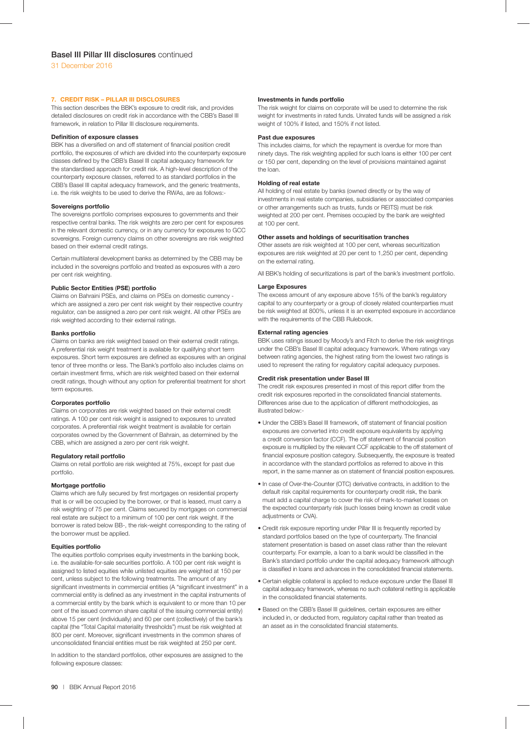## 7. CREDIT RISK – PILLAR III DISCLOSURES

This section describes the BBK's exposure to credit risk, and provides detailed disclosures on credit risk in accordance with the CBB's Basel III framework, in relation to Pillar III disclosure requirements.

**Definition of exposure classes**

BBK has a diversified on and off statement of financial position credit portfolio, the exposures of which are divided into the counterparty exposure classes defined by the CBB's Basel III capital adequacy framework for the standardised approach for credit risk. A high-level description of the counterparty exposure classes, referred to as standard portfolios in the CBB's Basel III capital adequacy framework, and the generic treatments, i.e. the risk weights to be used to derive the RWAs, are as follows:-

**Sovereigns portfolio**

The sovereigns portfolio comprises exposures to governments and their respective central banks. The risk weights are zero per cent for exposures in the relevant domestic currency, or in any currency for exposures to GCC sovereigns. Foreign currency claims on other sovereigns are risk weighted based on their external credit ratings.

Certain multilateral development banks as determined by the CBB may be included in the sovereigns portfolio and treated as exposures with a zero per cent risk weighting.

**Public Sector Entities (PSE) portfolio**

Claims on Bahraini PSEs, and claims on PSEs on domestic currency - which are assigned a zero per cent risk weight by their respective country regulator, can be assigned a zero per cent risk weight. All other PSEs are risk weighted according to their external ratings.

**Banks portfolio**

Claims on banks are risk weighted based on their external credit ratings. A preferential risk weight treatment is available for qualifying short term exposures. Short term exposures are defined as exposures with an original tenor of three months or less. The Bank's portfolio also includes claims on certain investment firms, which are risk weighted based on their external credit ratings, though without any option for preferential treatment for short term exposures.

**Corporates portfolio**

Claims on corporates are risk weighted based on their external credit ratings. A 100 per cent risk weight is assigned to exposures to unrated corporates. A preferential risk weight treatment is available for certain corporates owned by the Government of Bahrain, as determined by the CBB, which are assigned a zero per cent risk weight.

**Regulatory retail portfolio**

Claims on retail portfolio are risk weighted at 75%, except for past due portfolio.

**Mortgage portfolio**

Claims which are fully secured by first mortgages on residential property that is or will be occupied by the borrower, or that is leased, must carry a risk weighting of 75 per cent. Claims secured by mortgages on commercial real estate are subject to a minimum of 100 per cent risk weight. If the borrower is rated below BB-, the risk-weight corresponding to the rating of the borrower must be applied.

**Equities portfolio**

The equities portfolio comprises equity investments in the banking book, i.e. the available-for-sale securities portfolio. A 100 per cent risk weight is assigned to listed equities while unlisted equities are weighted at 150 per cent, unless subject to the following treatments. The amount of any significant investments in commercial entities (A "significant investment" in a commercial entity is defined as any investment in the capital instruments of a commercial entity by the bank which is equivalent to or more than 10 per cent of the issued common share capital of the issuing commercial entity) above 15 per cent (individually) and 60 per cent (collectively) of the bank's capital (the "Total Capital materiality thresholds") must be risk weighted at 800 per cent. Moreover, significant investments in the common shares of unconsolidated financial entities must be risk weighted at 250 per cent.

In addition to the standard portfolios, other exposures are assigned to the following exposure classes:

**Investments in funds portfolio**

The risk weight for claims on corporate will be used to determine the risk weight for investments in rated funds. Unrated funds will be assigned a risk weight of 100% if listed, and 150% if not listed.

**Past due exposures**

This includes claims, for which the repayment is overdue for more than ninety days. The risk weighting applied for such loans is either 100 per cent or 150 per cent, depending on the level of provisions maintained against the loan.

**Holding of real estate**

All holding of real estate by banks (owned directly or by the way of investments in real estate companies, subsidiaries or associated companies or other arrangements such as trusts, funds or REITS) must be risk weighted at 200 per cent. Premises occupied by the bank are weighted at 100 per cent.

**Other assets and holdings of securitisation tranches**

Other assets are risk weighted at 100 per cent, whereas securitization exposures are risk weighted at 20 per cent to 1,250 per cent, depending on the external rating.

All BBK's holding of securitizations is part of the bank's investment portfolio.

**Large Exposures**

The excess amount of any exposure above 15% of the bank's regulatory capital to any counterparty or a group of closely related counterparties must be risk weighted at 800%, unless it is an exempted exposure in accordance with the requirements of the CBB Rulebook.

**External rating agencies**

BBK uses ratings issued by Moody's and Fitch to derive the risk weightings under the CBB's Basel III capital adequacy framework. Where ratings vary between rating agencies, the highest rating from the lowest two ratings is used to represent the rating for regulatory capital adequacy purposes.

**Credit risk presentation under Basel III**

The credit risk exposures presented in most of this report differ from the credit risk exposures reported in the consolidated financial statements. Differences arise due to the application of different methodologies, as illustrated below:-

- Under the CBB's Basel III framework, off statement of financial position exposures are converted into credit exposure equivalents by applying a credit conversion factor (CCF). The off statement of financial position exposure is multiplied by the relevant CCF applicable to the off statement of financial exposure position category. Subsequently, the exposure is treated in accordance with the standard portfolios as referred to above in this report, in the same manner as on statement of financial position exposures.
- In case of Over-the-Counter (OTC) derivative contracts, in addition to the default risk capital requirements for counterparty credit risk, the bank must add a capital charge to cover the risk of mark-to-market losses on the expected counterparty risk (such losses being known as credit value adjustments or CVA).
- Credit risk exposure reporting under Pillar III is frequently reported by standard portfolios based on the type of counterparty. The financial statement presentation is based on asset class rather than the relevant counterparty. For example, a loan to a bank would be classified in the Bank's standard portfolio under the capital adequacy framework although is classified in loans and advances in the consolidated financial statements.
- Certain eligible collateral is applied to reduce exposure under the Basel III capital adequacy framework, whereas no such collateral netting is applicable in the consolidated financial statements.
- Based on the CBB's Basel III guidelines, certain exposures are either included in, or deducted from, regulatory capital rather than treated as an asset as in the consolidated financial statements.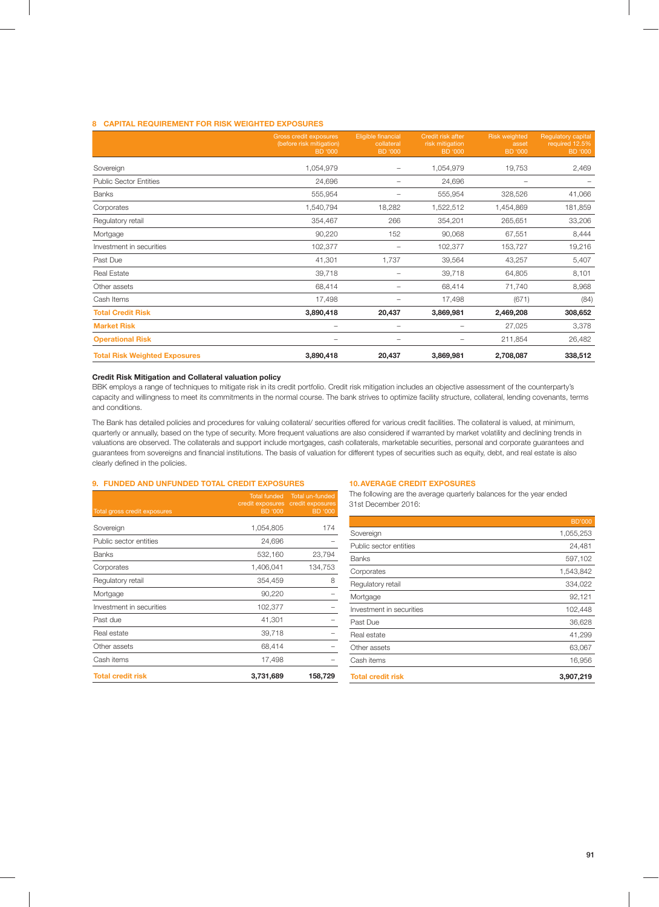## 8 CAPITAL REQUIREMENT FOR RISK WEIGHTED EXPOSURES

| | Gross credit exposures (before risk mitigation) BD '000 | Eligible financial collateral BD '000 | Credit risk after risk mitigation BD '000 | Risk weighted asset BD '000 | Regulatory capital required 12.5% BD '000 |
|---|---|---|---|---|---|
| Sovereign | 1,054,979 | – | 1,054,979 | 19,753 | 2,469 |
| Public Sector Entities | 24,696 | – | 24,696 | – | – |
| Banks | 555,954 | – | 555,954 | 328,526 | 41,066 |
| Corporates | 1,540,794 | 18,282 | 1,522,512 | 1,454,869 | 181,859 |
| Regulatory retail | 354,467 | 266 | 354,201 | 265,651 | 33,206 |
| Mortgage | 90,220 | 152 | 90,068 | 67,551 | 8,444 |
| Investment in securities | 102,377 | – | 102,377 | 153,727 | 19,216 |
| Past Due | 41,301 | 1,737 | 39,564 | 43,257 | 5,407 |
| Real Estate | 39,718 | – | 39,718 | 64,805 | 8,101 |
| Other assets | 68,414 | – | 68,414 | 71,740 | 8,968 |
| Cash Items | 17,498 | – | 17,498 | (671) | (84) |
| **Total Credit Risk** | **3,890,418** | **20,437** | **3,869,981** | **2,469,208** | **308,652** |
| **Market Risk** | – | – | – | 27,025 | 3,378 |
| **Operational Risk** | – | – | – | 211,854 | 26,482 |
| **Total Risk Weighted Exposures** | **3,890,418** | **20,437** | **3,869,981** | **2,708,087** | **338,512** |

**Credit Risk Mitigation and Collateral valuation policy**

BBK employs a range of techniques to mitigate risk in its credit portfolio. Credit risk mitigation includes an objective assessment of the counterparty's capacity and willingness to meet its commitments in the normal course. The bank strives to optimize facility structure, collateral, lending covenants, terms and conditions.

The Bank has detailed policies and procedures for valuing collateral/ securities offered for various credit facilities. The collateral is valued, at minimum, quarterly or annually, based on the type of security. More frequent valuations are also considered if warranted by market volatility and declining trends in valuations are observed. The collaterals and support include mortgages, cash collaterals, marketable securities, personal and corporate guarantees and guarantees from sovereigns and financial institutions. The basis of valuation for different types of securities such as equity, debt, and real estate is also clearly defined in the policies.

## 9. FUNDED AND UNFUNDED TOTAL CREDIT EXPOSURES

| Total gross credit exposures | Total funded credit exposures BD '000 | Total un-funded credit exposures BD '000 |
|---|---|---|
| Sovereign | 1,054,805 | 174 |
| Public sector entities | 24,696 | – |
| Banks | 532,160 | 23,794 |
| Corporates | 1,406,041 | 134,753 |
| Regulatory retail | 354,459 | 8 |
| Mortgage | 90,220 | – |
| Investment in securities | 102,377 | – |
| Past due | 41,301 | – |
| Real estate | 39,718 | – |
| Other assets | 68,414 | – |
| Cash items | 17,498 | – |
| **Total credit risk** | **3,731,689** | **158,729** |

## 10. AVERAGE CREDIT EXPOSURES

The following are the average quarterly balances for the year ended 31st December 2016:

| | BD'000 |
|---|---|
| Sovereign | 1,055,253 |
| Public sector entities | 24,481 |
| Banks | 597,102 |
| Corporates | 1,543,842 |
| Regulatory retail | 334,022 |
| Mortgage | 92,121 |
| Investment in securities | 102,448 |
| Past Due | 36,628 |
| Real estate | 41,299 |
| Other assets | 63,067 |
| Cash items | 16,956 |
| **Total credit risk** | **3,907,219** |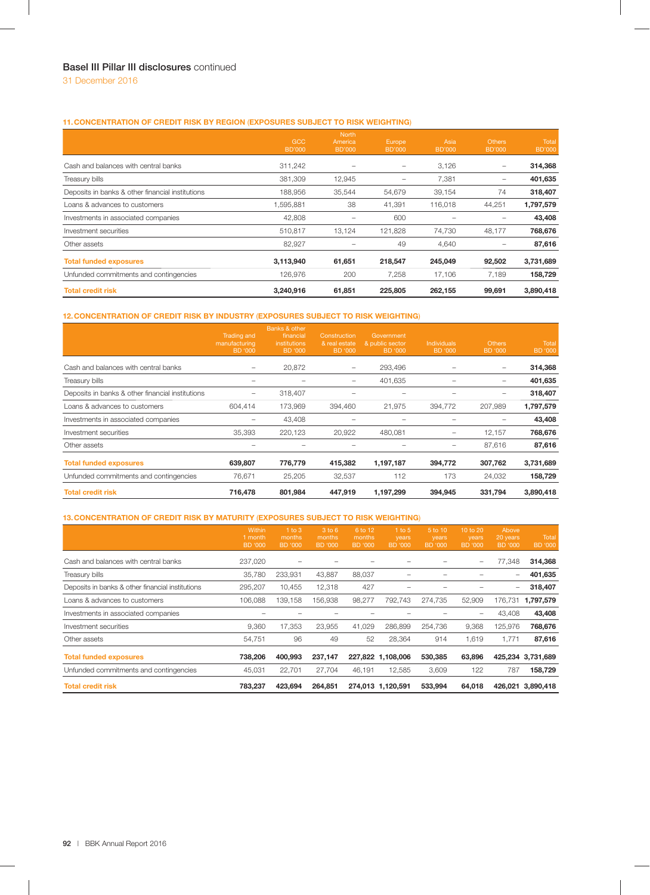## Basel III Pillar III disclosures continued

31 December 2016

### 11. CONCENTRATION OF CREDIT RISK BY REGION (EXPOSURES SUBJECT TO RISK WEIGHTING)

| | GCC BD'000 | North America BD'000 | Europe BD'000 | Asia BD'000 | Others BD'000 | Total BD'000 |
|---|---|---|---|---|---|---|
| Cash and balances with central banks | 311,242 | – | – | 3,126 | – | **314,368** |
| Treasury bills | 381,309 | 12,945 | – | 7,381 | – | **401,635** |
| Deposits in banks & other financial institutions | 188,956 | 35,544 | 54,679 | 39,154 | 74 | **318,407** |
| Loans & advances to customers | 1,595,881 | 38 | 41,391 | 116,018 | 44,251 | **1,797,579** |
| Investments in associated companies | 42,808 | – | 600 | – | – | **43,408** |
| Investment securities | 510,817 | 13,124 | 121,828 | 74,730 | 48,177 | **768,676** |
| Other assets | 82,927 | – | 49 | 4,640 | – | **87,616** |
| **Total funded exposures** | **3,113,940** | **61,651** | **218,547** | **245,049** | **92,502** | **3,731,689** |
| Unfunded commitments and contingencies | 126,976 | 200 | 7,258 | 17,106 | 7,189 | **158,729** |
| **Total credit risk** | **3,240,916** | **61,851** | **225,805** | **262,155** | **99,691** | **3,890,418** |

### 12. CONCENTRATION OF CREDIT RISK BY INDUSTRY (EXPOSURES SUBJECT TO RISK WEIGHTING)

| | Trading and manufacturing BD '000 | Banks & other financial institutions BD '000 | Construction & real estate BD '000 | Government & public sector BD '000 | Individuals BD '000 | Others BD '000 | Total BD '000 |
|---|---|---|---|---|---|---|---|
| Cash and balances with central banks | – | 20,872 | – | 293,496 | – | – | **314,368** |
| Treasury bills | – | – | – | 401,635 | – | – | **401,635** |
| Deposits in banks & other financial institutions | – | 318,407 | – | – | – | – | **318,407** |
| Loans & advances to customers | 604,414 | 173,969 | 394,460 | 21,975 | 394,772 | 207,989 | **1,797,579** |
| Investments in associated companies | – | 43,408 | – | – | – | – | **43,408** |
| Investment securities | 35,393 | 220,123 | 20,922 | 480,081 | – | 12,157 | **768,676** |
| Other assets | – | – | – | – | – | 87,616 | **87,616** |
| **Total funded exposures** | **639,807** | **776,779** | **415,382** | **1,197,187** | **394,772** | **307,762** | **3,731,689** |
| Unfunded commitments and contingencies | 76,671 | 25,205 | 32,537 | 112 | 173 | 24,032 | **158,729** |
| **Total credit risk** | **716,478** | **801,984** | **447,919** | **1,197,299** | **394,945** | **331,794** | **3,890,418** |

### 13. CONCENTRATION OF CREDIT RISK BY MATURITY (EXPOSURES SUBJECT TO RISK WEIGHTING)

| | Within 1 month BD '000 | 1 to 3 months BD '000 | 3 to 6 months BD '000 | 6 to 12 months BD '000 | 1 to 5 years BD '000 | 5 to 10 years BD '000 | 10 to 20 years BD '000 | Above 20 years BD '000 | Total BD '000 |
|---|---|---|---|---|---|---|---|---|---|
| Cash and balances with central banks | 237,020 | – | – | – | – | – | – | 77,348 | **314,368** |
| Treasury bills | 35,780 | 233,931 | 43,887 | 88,037 | – | – | – | – | **401,635** |
| Deposits in banks & other financial institutions | 295,207 | 10,455 | 12,318 | 427 | – | – | – | – | **318,407** |
| Loans & advances to customers | 106,088 | 139,158 | 156,938 | 98,277 | 792,743 | 274,735 | 52,909 | 176,731 | **1,797,579** |
| Investments in associated companies | – | – | – | – | – | – | – | 43,408 | **43,408** |
| Investment securities | 9,360 | 17,353 | 23,955 | 41,029 | 286,899 | 254,736 | 9,368 | 125,976 | **768,676** |
| Other assets | 54,751 | 96 | 49 | 52 | 28,364 | 914 | 1,619 | 1,771 | **87,616** |
| **Total funded exposures** | **738,206** | **400,993** | **237,147** | **227,822** | **1,108,006** | **530,385** | **63,896** | **425,234** | **3,731,689** |
| Unfunded commitments and contingencies | 45,031 | 22,701 | 27,704 | 46,191 | 12,585 | 3,609 | 122 | 787 | **158,729** |
| **Total credit risk** | **783,237** | **423,694** | **264,851** | **274,013** | **1,120,591** | **533,994** | **64,018** | **426,021** | **3,890,418** |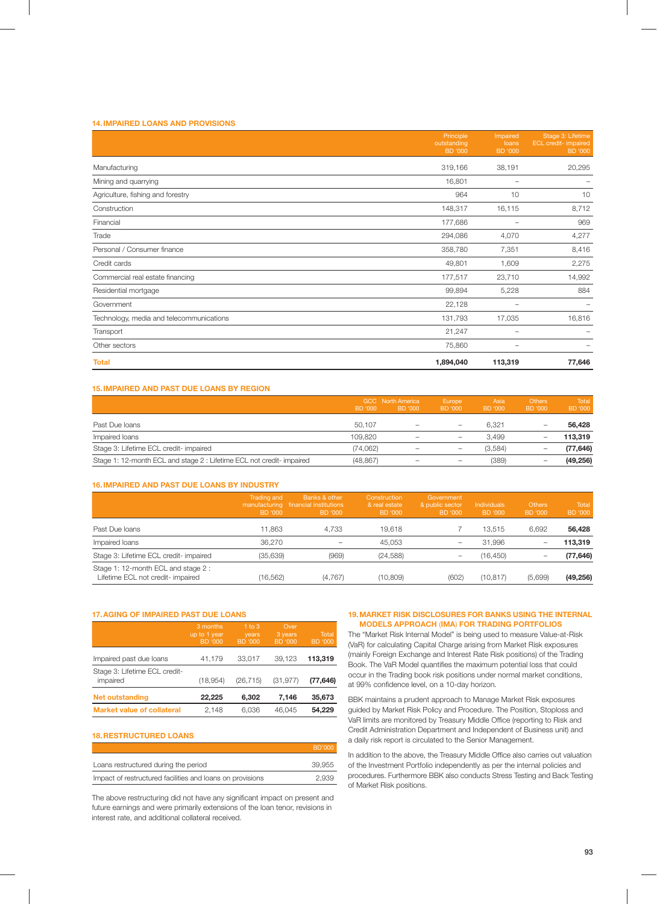### 14. IMPAIRED LOANS AND PROVISIONS

| | Principle outstanding BD '000 | Impaired loans BD '000 | Stage 3: Lifetime ECL credit- impaired BD '000 |
|---|---|---|---|
| Manufacturing | 319,166 | 38,191 | 20,295 |
| Mining and quarrying | 16,801 | – | – |
| Agriculture, fishing and forestry | 964 | 10 | 10 |
| Construction | 148,317 | 16,115 | 8,712 |
| Financial | 177,686 | – | 969 |
| Trade | 294,086 | 4,070 | 4,277 |
| Personal / Consumer finance | 358,780 | 7,351 | 8,416 |
| Credit cards | 49,801 | 1,609 | 2,275 |
| Commercial real estate financing | 177,517 | 23,710 | 14,992 |
| Residential mortgage | 99,894 | 5,228 | 884 |
| Government | 22,128 | – | – |
| Technology, media and telecommunications | 131,793 | 17,035 | 16,816 |
| Transport | 21,247 | – | – |
| Other sectors | 75,860 | – | – |
| **Total** | **1,894,040** | **113,319** | **77,646** |

### 15. IMPAIRED AND PAST DUE LOANS BY REGION

| | GCC BD '000 | North America BD '000 | Europe BD '000 | Asia BD '000 | Others BD '000 | Total BD '000 |
|---|---|---|---|---|---|---|
| Past Due loans | 50,107 | – | – | 6,321 | – | **56,428** |
| Impaired loans | 109,820 | – | – | 3,499 | – | **113,319** |
| Stage 3: Lifetime ECL credit- impaired | (74,062) | – | – | (3,584) | – | **(77,646)** |
| Stage 1: 12-month ECL and stage 2 : Lifetime ECL not credit- impaired | (48,867) | – | – | (389) | – | **(49,256)** |

### 16. IMPAIRED AND PAST DUE LOANS BY INDUSTRY

| | Trading and manufacturing BD '000 | Banks & other financial institutions BD '000 | Construction & real estate BD '000 | Government & public sector BD '000 | Individuals BD '000 | Others BD '000 | Total BD '000 |
|---|---|---|---|---|---|---|---|
| Past Due loans | 11,863 | 4,733 | 19,618 | 7 | 13,515 | 6,692 | **56,428** |
| Impaired loans | 36,270 | – | 45,053 | – | 31,996 | – | **113,319** |
| Stage 3: Lifetime ECL credit- impaired | (35,639) | (969) | (24,588) | – | (16,450) | – | **(77,646)** |
| Stage 1: 12-month ECL and stage 2 : Lifetime ECL not credit- impaired | (16,562) | (4,767) | (10,809) | (602) | (10,817) | (5,699) | **(49,256)** |

### 17. AGING OF IMPAIRED PAST DUE LOANS

| | 3 months up to 1 year BD '000 | 1 to 3 years BD '000 | Over 3 years BD '000 | Total BD '000 |
|---|---|---|---|---|
| Impaired past due loans | 41,179 | 33,017 | 39,123 | **113,319** |
| Stage 3: Lifetime ECL credit- impaired | (18,954) | (26,715) | (31,977) | **(77,646)** |
| **Net outstanding** | **22,225** | **6,302** | **7,146** | **35,673** |
| **Market value of collateral** | 2,148 | 6,036 | 46,045 | **54,229** |

### 18. RESTRUCTURED LOANS

| | BD'000 |
|---|---|
| Loans restructured during the period | 39,955 |
| Impact of restructured facilities and loans on provisions | 2,939 |

The above restructuring did not have any significant impact on present and future earnings and were primarily extensions of the loan tenor, revisions in interest rate, and additional collateral received.

### 19. MARKET RISK DISCLOSURES FOR BANKS USING THE INTERNAL MODELS APPROACH (IMA) FOR TRADING PORTFOLIOS

The "Market Risk Internal Model" is being used to measure Value-at-Risk (VaR) for calculating Capital Charge arising from Market Risk exposures (mainly Foreign Exchange and Interest Rate Risk positions) of the Trading Book. The VaR Model quantifies the maximum potential loss that could occur in the Trading book risk positions under normal market conditions, at 99% confidence level, on a 10-day horizon.

BBK maintains a prudent approach to Manage Market Risk exposures guided by Market Risk Policy and Procedure. The Position, Stoploss and VaR limits are monitored by Treasury Middle Office (reporting to Risk and Credit Administration Department and Independent of Business unit) and a daily risk report is circulated to the Senior Management.

In addition to the above, the Treasury Middle Office also carries out valuation of the Investment Portfolio independently as per the internal policies and procedures. Furthermore BBK also conducts Stress Testing and Back Testing of Market Risk positions.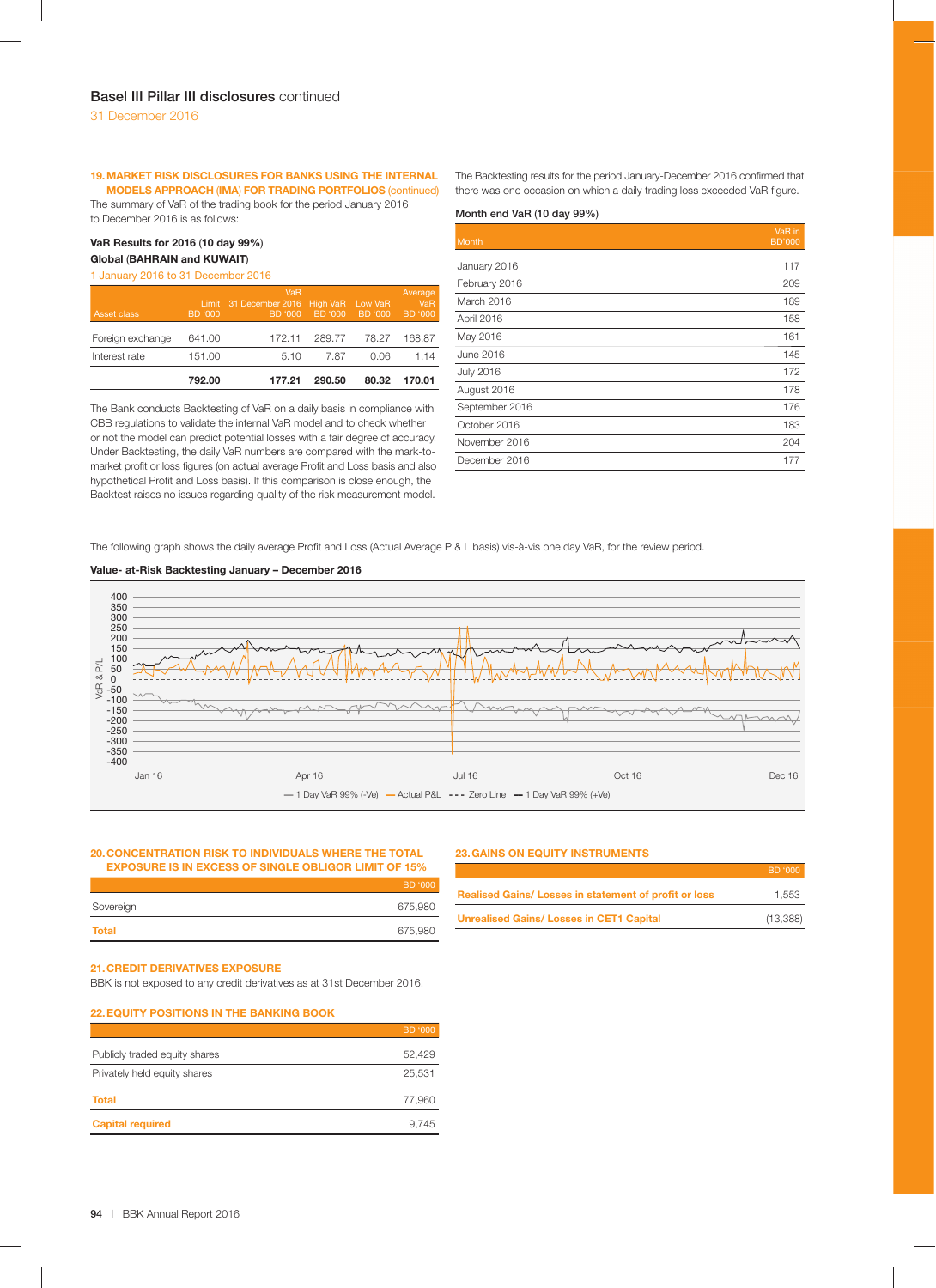# Basel III Pillar III disclosures continued

31 December 2016

### 19. MARKET RISK DISCLOSURES FOR BANKS USING THE INTERNAL MODELS APPROACH (IMA) FOR TRADING PORTFOLIOS (continued)

The summary of VaR of the trading book for the period January 2016 to December 2016 is as follows:

**VaR Results for 2016 (10 day 99%)**
**Global (BAHRAIN and KUWAIT)**

1 January 2016 to 31 December 2016

| Asset class | Limit BD '000 | VaR 31 December 2016 BD '000 | High VaR BD '000 | Low VaR BD '000 | Average VaR BD '000 |
|---|---|---|---|---|---|
| Foreign exchange | 641.00 | 172.11 | 289.77 | 78.27 | 168.87 |
| Interest rate | 151.00 | 5.10 | 7.87 | 0.06 | 1.14 |
| | **792.00** | **177.21** | **290.50** | **80.32** | **170.01** |

The Bank conducts Backtesting of VaR on a daily basis in compliance with CBB regulations to validate the internal VaR model and to check whether or not the model can predict potential losses with a fair degree of accuracy. Under Backtesting, the daily VaR numbers are compared with the mark-to-market profit or loss figures (on actual average Profit and Loss basis and also hypothetical Profit and Loss basis). If this comparison is close enough, the Backtest raises no issues regarding quality of the risk measurement model.

The Backtesting results for the period January-December 2016 confirmed that there was one occasion on which a daily trading loss exceeded VaR figure.

**Month end VaR (10 day 99%)**

| Month | VaR in BD'000 |
|---|---|
| January 2016 | 117 |
| February 2016 | 209 |
| March 2016 | 189 |
| April 2016 | 158 |
| May 2016 | 161 |
| June 2016 | 145 |
| July 2016 | 172 |
| August 2016 | 178 |
| September 2016 | 176 |
| October 2016 | 183 |
| November 2016 | 204 |
| December 2016 | 177 |

The following graph shows the daily average Profit and Loss (Actual Average P & L basis) vis-à-vis one day VaR, for the review period.

**Value- at-Risk Backtesting January – December 2016**

VaR & P/L
400
350
300
250
200
150
100
50
0
-50
-100
-150
-200
-250
-300
-350
-400
Jan 16
Apr 16
Jul 16
Oct 16
Dec 16
1 Day VaR 99% (-Ve)
Actual P&L
Zero Line
1 Day VaR 99% (+Ve)

### 20. CONCENTRATION RISK TO INDIVIDUALS WHERE THE TOTAL EXPOSURE IS IN EXCESS OF SINGLE OBLIGOR LIMIT OF 15%

| | BD '000 |
|---|---|
| Sovereign | 675,980 |
| **Total** | 675,980 |

### 21. CREDIT DERIVATIVES EXPOSURE

BBK is not exposed to any credit derivatives as at 31st December 2016.

### 22. EQUITY POSITIONS IN THE BANKING BOOK

| | BD '000 |
|---|---|
| Publicly traded equity shares | 52,429 |
| Privately held equity shares | 25,531 |
| **Total** | 77,960 |
| **Capital required** | 9,745 |

### 23. GAINS ON EQUITY INSTRUMENTS

| | BD '000 |
|---|---|
| **Realised Gains/ Losses in statement of profit or loss** | 1,553 |
| **Unrealised Gains/ Losses in CET1 Capital** | (13,388) |